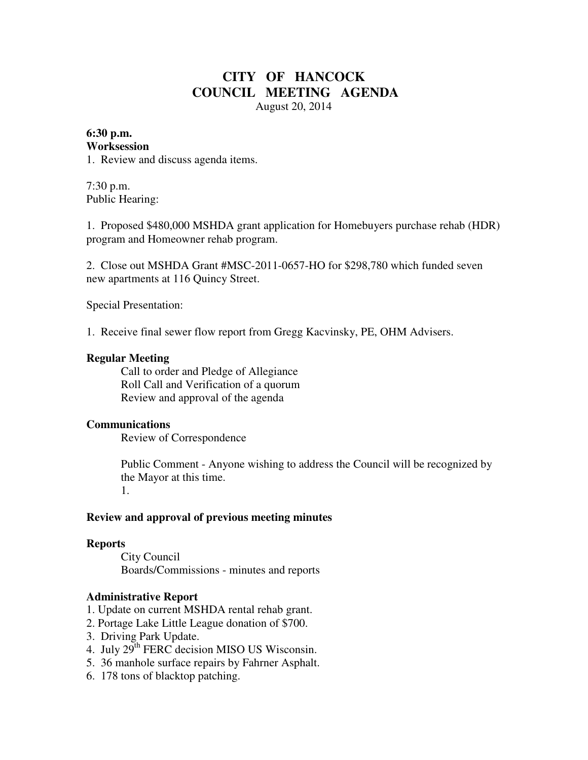# CITY OF HANCOCK
# COUNCIL MEETING AGENDA

August 20, 2014

**6:30 p.m.**
**Worksession**

1. Review and discuss agenda items.

7:30 p.m.
Public Hearing:

1. Proposed $480,000 MSHDA grant application for Homebuyers purchase rehab (HDR) program and Homeowner rehab program.

2. Close out MSHDA Grant #MSC-2011-0657-HO for $298,780 which funded seven new apartments at 116 Quincy Street.

Special Presentation:

1. Receive final sewer flow report from Gregg Kacvinsky, PE, OHM Advisers.

**Regular Meeting**

Call to order and Pledge of Allegiance
Roll Call and Verification of a quorum
Review and approval of the agenda

**Communications**

Review of Correspondence

Public Comment - Anyone wishing to address the Council will be recognized by the Mayor at this time.
1.

**Review and approval of previous meeting minutes**

**Reports**

City Council
Boards/Commissions - minutes and reports

**Administrative Report**

1. Update on current MSHDA rental rehab grant.
2. Portage Lake Little League donation of $700.
3. Driving Park Update.
4. July 29th FERC decision MISO US Wisconsin.
5. 36 manhole surface repairs by Fahrner Asphalt.
6. 178 tons of blacktop patching.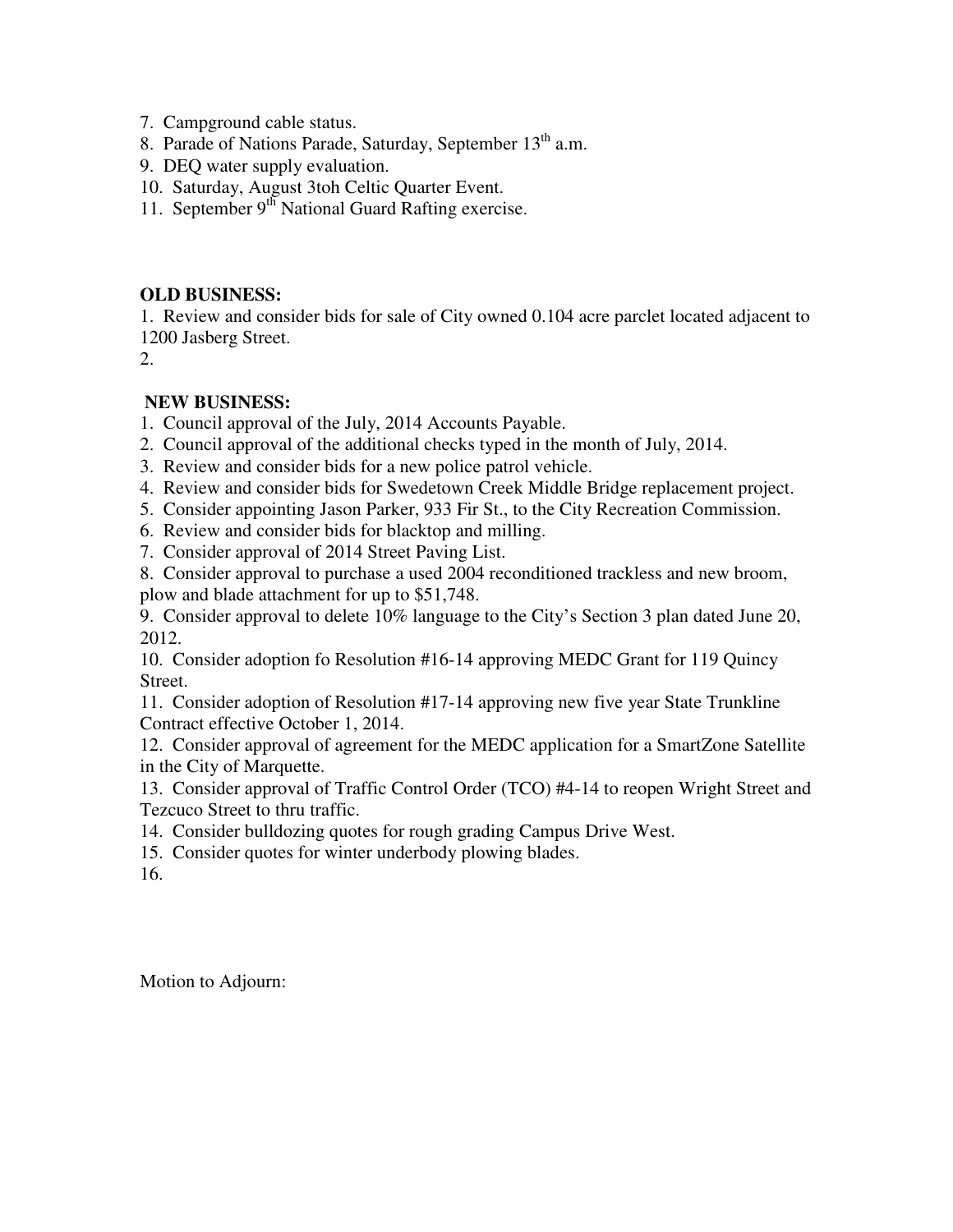7. Campground cable status.
8. Parade of Nations Parade, Saturday, September 13th a.m.
9. DEQ water supply evaluation.
10. Saturday, August 3toh Celtic Quarter Event.
11. September 9th National Guard Rafting exercise.

**OLD BUSINESS:**

1. Review and consider bids for sale of City owned 0.104 acre parclet located adjacent to 1200 Jasberg Street.
2.

**NEW BUSINESS:**

1. Council approval of the July, 2014 Accounts Payable.
2. Council approval of the additional checks typed in the month of July, 2014.
3. Review and consider bids for a new police patrol vehicle.
4. Review and consider bids for Swedetown Creek Middle Bridge replacement project.
5. Consider appointing Jason Parker, 933 Fir St., to the City Recreation Commission.
6. Review and consider bids for blacktop and milling.
7. Consider approval of 2014 Street Paving List.
8. Consider approval to purchase a used 2004 reconditioned trackless and new broom, plow and blade attachment for up to $51,748.
9. Consider approval to delete 10% language to the City's Section 3 plan dated June 20, 2012.
10. Consider adoption fo Resolution #16-14 approving MEDC Grant for 119 Quincy Street.
11. Consider adoption of Resolution #17-14 approving new five year State Trunkline Contract effective October 1, 2014.
12. Consider approval of agreement for the MEDC application for a SmartZone Satellite in the City of Marquette.
13. Consider approval of Traffic Control Order (TCO) #4-14 to reopen Wright Street and Tezcuco Street to thru traffic.
14. Consider bulldozing quotes for rough grading Campus Drive West.
15. Consider quotes for winter underbody plowing blades.
16.

Motion to Adjourn: